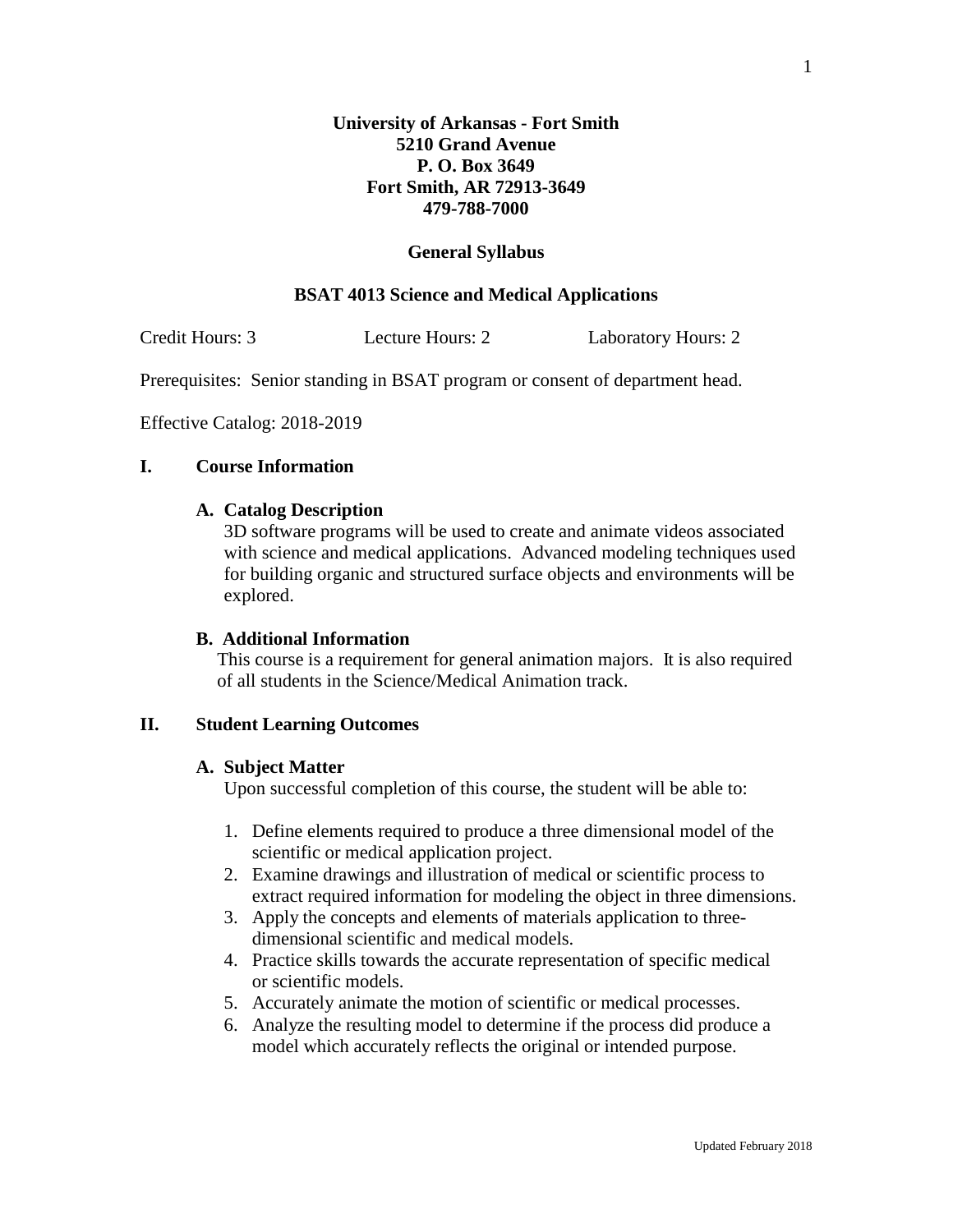**University of Arkansas - Fort Smith**
**5210 Grand Avenue**
**P. O. Box 3649**
**Fort Smith, AR 72913-3649**
**479-788-7000**

# General Syllabus

## BSAT 4013 Science and Medical Applications

Credit Hours: 3 Lecture Hours: 2 Laboratory Hours: 2

Prerequisites: Senior standing in BSAT program or consent of department head.

Effective Catalog: 2018-2019

## I. Course Information

### A. Catalog Description

3D software programs will be used to create and animate videos associated with science and medical applications. Advanced modeling techniques used for building organic and structured surface objects and environments will be explored.

### B. Additional Information

This course is a requirement for general animation majors. It is also required of all students in the Science/Medical Animation track.

## II. Student Learning Outcomes

### A. Subject Matter

Upon successful completion of this course, the student will be able to:

1. Define elements required to produce a three dimensional model of the scientific or medical application project.
2. Examine drawings and illustration of medical or scientific process to extract required information for modeling the object in three dimensions.
3. Apply the concepts and elements of materials application to three-dimensional scientific and medical models.
4. Practice skills towards the accurate representation of specific medical or scientific models.
5. Accurately animate the motion of scientific or medical processes.
6. Analyze the resulting model to determine if the process did produce a model which accurately reflects the original or intended purpose.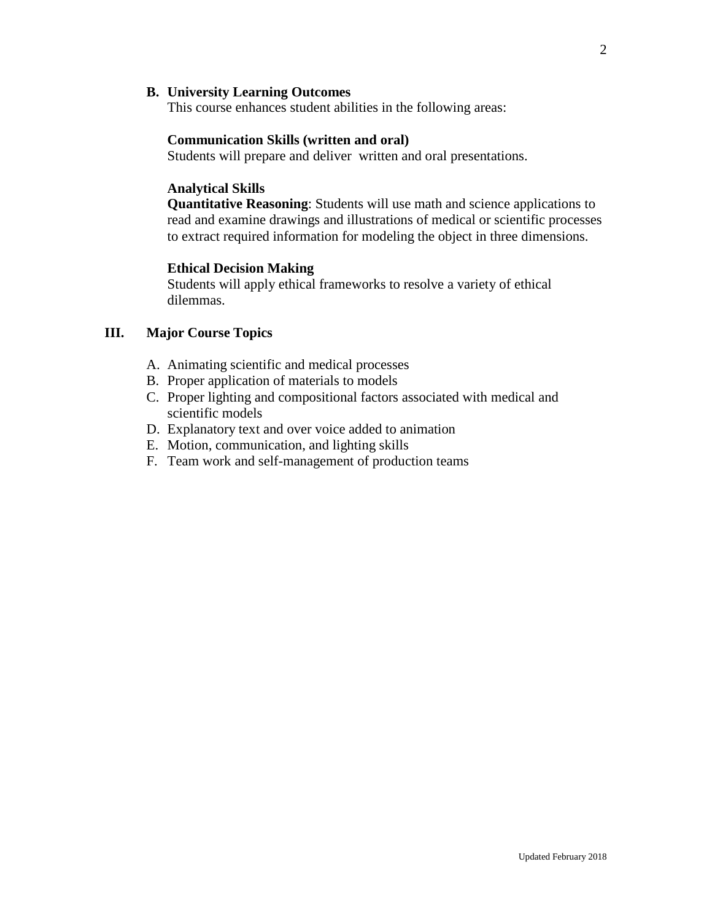**B. University Learning Outcomes**

This course enhances student abilities in the following areas:

**Communication Skills (written and oral)**

Students will prepare and deliver written and oral presentations.

**Analytical Skills**

**Quantitative Reasoning**: Students will use math and science applications to read and examine drawings and illustrations of medical or scientific processes to extract required information for modeling the object in three dimensions.

**Ethical Decision Making**

Students will apply ethical frameworks to resolve a variety of ethical dilemmas.

## III. Major Course Topics

A. Animating scientific and medical processes
B. Proper application of materials to models
C. Proper lighting and compositional factors associated with medical and scientific models
D. Explanatory text and over voice added to animation
E. Motion, communication, and lighting skills
F. Team work and self-management of production teams

Updated February 2018